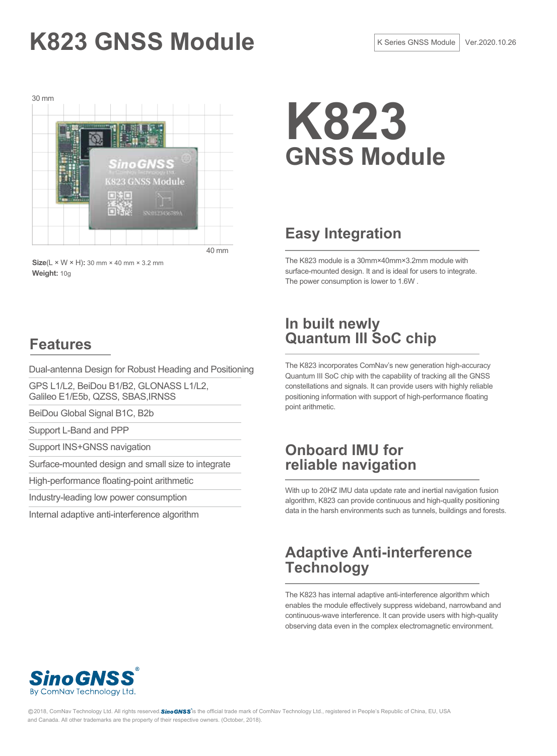# K823 GNSS Module

K Series GNSS Module | Ver.2020.10.26

30 mm

40 mm

**Size**(L × W × H)**:** 30 mm × 40 mm × 3.2 mm
**Weight:** 10g

## K823 GNSS Module

## Easy Integration

The K823 module is a 30mm×40mm×3.2mm module with surface-mounted design. It and is ideal for users to integrate. The power consumption is lower to 1.6W .

## Features

- Dual-antenna Design for Robust Heading and Positioning
- GPS L1/L2, BeiDou B1/B2, GLONASS L1/L2, Galileo E1/E5b, QZSS, SBAS,IRNSS
- BeiDou Global Signal B1C, B2b
- Support L-Band and PPP
- Support INS+GNSS navigation
- Surface-mounted design and small size to integrate
- High-performance floating-point arithmetic
- Industry-leading low power consumption
- Internal adaptive anti-interference algorithm

## In built newly Quantum III SoC chip

The K823 incorporates ComNav's new generation high-accuracy Quantum III SoC chip with the capability of tracking all the GNSS constellations and signals. It can provide users with highly reliable positioning information with support of high-performance floating point arithmetic.

## Onboard IMU for reliable navigation

With up to 20HZ IMU data update rate and inertial navigation fusion algorithm, K823 can provide continuous and high-quality positioning data in the harsh environments such as tunnels, buildings and forests.

## Adaptive Anti-interference Technology

The K823 has internal adaptive anti-interference algorithm which enables the module effectively suppress wideband, narrowband and continuous-wave interference. It can provide users with high-quality observing data even in the complex electromagnetic environment.

SinoGNSS®
By ComNav Technology Ltd.

©2018, ComNav Technology Ltd. All rights reserved. SinoGNSS® is the official trade mark of ComNav Technology Ltd., registered in People's Republic of China, EU, USA and Canada. All other trademarks are the property of their respective owners. (October, 2018).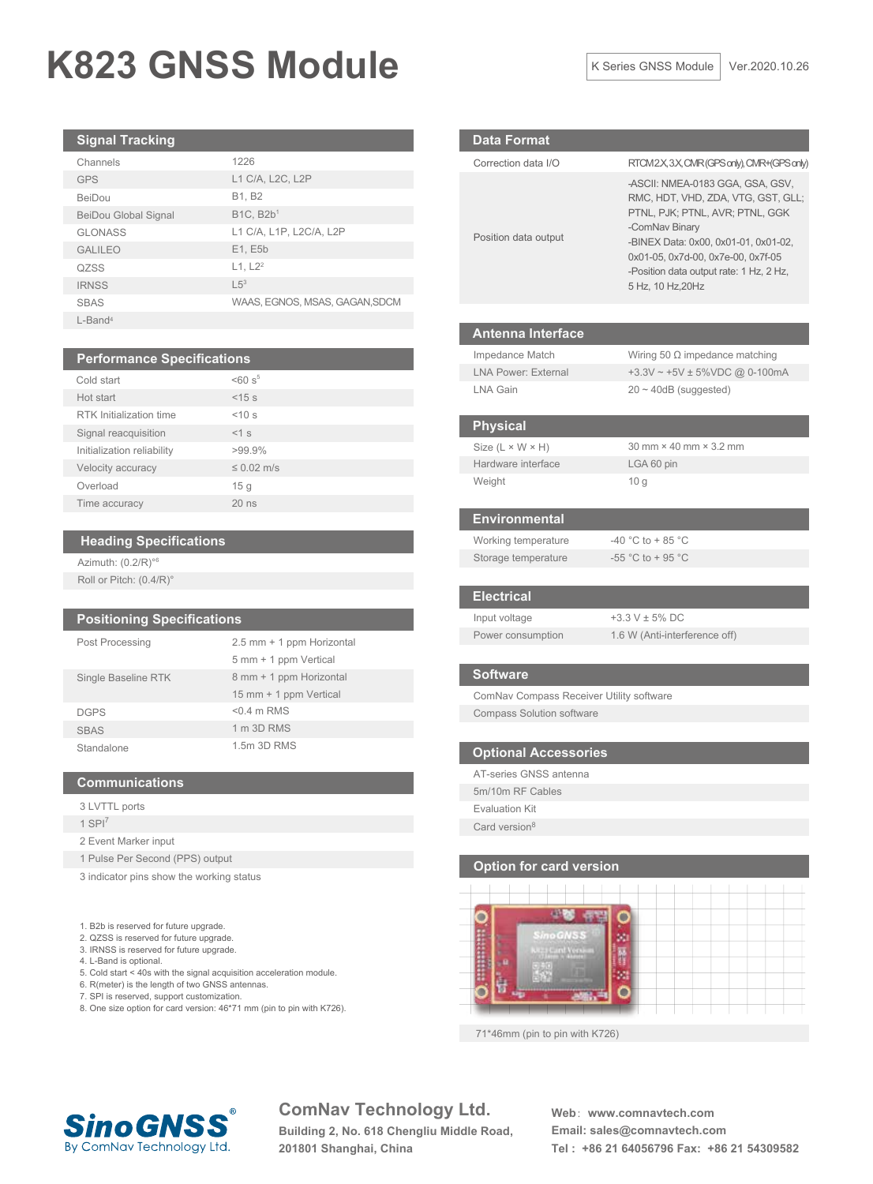# K823 GNSS Module

K Series GNSS Module | Ver.2020.10.26

## Signal Tracking

| | |
|---|---|
| Channels | 1226 |
| GPS | L1 C/A, L2C, L2P |
| BeiDou | B1, B2 |
| BeiDou Global Signal | B1C, B2b[1] |
| GLONASS | L1 C/A, L1P, L2C/A, L2P |
| GALILEO | E1, E5b |
| QZSS | L1, L2[2] |
| IRNSS | L5[3] |
| SBAS | WAAS, EGNOS, MSAS, GAGAN,SDCM |
| L-Band[4] | |

## Performance Specifications

| | |
|---|---|
| Cold start | <60 s[5] |
| Hot start | <15 s |
| RTK Initialization time | <10 s |
| Signal reacquisition | <1 s |
| Initialization reliability | >99.9% |
| Velocity accuracy | ≤ 0.02 m/s |
| Overload | 15 g |
| Time accuracy | 20 ns |

## Heading Specifications

Azimuth: (0.2/R)°[6]

Roll or Pitch: (0.4/R)°

## Positioning Specifications

| | |
|---|---|
| Post Processing | 2.5 mm + 1 ppm Horizontal<br>5 mm + 1 ppm Vertical |
| Single Baseline RTK | 8 mm + 1 ppm Horizontal<br>15 mm + 1 ppm Vertical |
| DGPS | <0.4 m RMS |
| SBAS | 1 m 3D RMS |
| Standalone | 1.5m 3D RMS |

## Communications

3 LVTTL ports

1 SPI[7]

2 Event Marker input

1 Pulse Per Second (PPS) output

3 indicator pins show the working status

1. B2b is reserved for future upgrade.
2. QZSS is reserved for future upgrade.
3. IRNSS is reserved for future upgrade.
4. L-Band is optional.
5. Cold start < 40s with the signal acquisition acceleration module.
6. R(meter) is the length of two GNSS antennas.
7. SPI is reserved, support customization.
8. One size option for card version: 46*71 mm (pin to pin with K726).

## Data Format

| | |
|---|---|
| Correction data I/O | RTCM2.X,3.X,CMR(GPS only),CMR+(GPS only) |
| Position data output | -ASCII: NMEA-0183 GGA, GSA, GSV, RMC, HDT, VHD, ZDA, VTG, GST, GLL; PTNL, PJK; PTNL, AVR; PTNL, GGK<br>-ComNav Binary<br>-BINEX Data: 0x00, 0x01-01, 0x01-02, 0x01-05, 0x7d-00, 0x7e-00, 0x7f-05<br>-Position data output rate: 1 Hz, 2 Hz, 5 Hz, 10 Hz,20Hz |

## Antenna Interface

| | |
|---|---|
| Impedance Match | Wiring 50 Ω impedance matching |
| LNA Power: External | +3.3V ~ +5V ± 5%VDC @ 0-100mA |
| LNA Gain | 20 ~ 40dB (suggested) |

## Physical

| | |
|---|---|
| Size (L × W × H) | 30 mm × 40 mm × 3.2 mm |
| Hardware interface | LGA 60 pin |
| Weight | 10 g |

## Environmental

| | |
|---|---|
| Working temperature | -40 °C to + 85 °C |
| Storage temperature | -55 °C to + 95 °C |

## Electrical

| | |
|---|---|
| Input voltage | +3.3 V ± 5% DC |
| Power consumption | 1.6 W (Anti-interference off) |

## Software

ComNav Compass Receiver Utility software

Compass Solution software

## Optional Accessories

AT-series GNSS antenna

5m/10m RF Cables

Evaluation Kit

Card version[8]

## Option for card version

71*46mm (pin to pin with K726)

**ComNav Technology Ltd.**

**Building 2, No. 618 Chengliu Middle Road, 201801 Shanghai, China**

**Web: www.comnavtech.com**

**Email: sales@comnavtech.com**

**Tel : +86 21 64056796 Fax: +86 21 54309582**